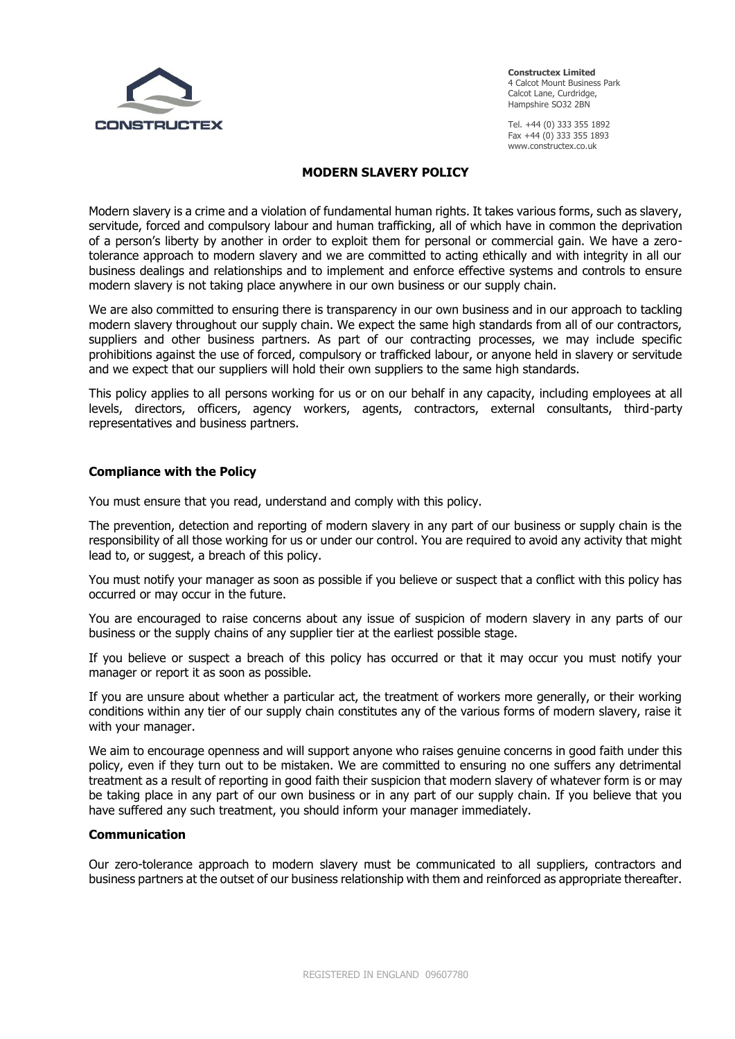**Constructex Limited**
4 Calcot Mount Business Park
Calcot Lane, Curdridge,
Hampshire SO32 2BN

Tel. +44 (0) 333 355 1892
Fax +44 (0) 333 355 1893
www.constructex.co.uk

# MODERN SLAVERY POLICY

Modern slavery is a crime and a violation of fundamental human rights. It takes various forms, such as slavery, servitude, forced and compulsory labour and human trafficking, all of which have in common the deprivation of a person's liberty by another in order to exploit them for personal or commercial gain. We have a zero-tolerance approach to modern slavery and we are committed to acting ethically and with integrity in all our business dealings and relationships and to implement and enforce effective systems and controls to ensure modern slavery is not taking place anywhere in our own business or our supply chain.

We are also committed to ensuring there is transparency in our own business and in our approach to tackling modern slavery throughout our supply chain. We expect the same high standards from all of our contractors, suppliers and other business partners. As part of our contracting processes, we may include specific prohibitions against the use of forced, compulsory or trafficked labour, or anyone held in slavery or servitude and we expect that our suppliers will hold their own suppliers to the same high standards.

This policy applies to all persons working for us or on our behalf in any capacity, including employees at all levels, directors, officers, agency workers, agents, contractors, external consultants, third-party representatives and business partners.

## Compliance with the Policy

You must ensure that you read, understand and comply with this policy.

The prevention, detection and reporting of modern slavery in any part of our business or supply chain is the responsibility of all those working for us or under our control. You are required to avoid any activity that might lead to, or suggest, a breach of this policy.

You must notify your manager as soon as possible if you believe or suspect that a conflict with this policy has occurred or may occur in the future.

You are encouraged to raise concerns about any issue of suspicion of modern slavery in any parts of our business or the supply chains of any supplier tier at the earliest possible stage.

If you believe or suspect a breach of this policy has occurred or that it may occur you must notify your manager or report it as soon as possible.

If you are unsure about whether a particular act, the treatment of workers more generally, or their working conditions within any tier of our supply chain constitutes any of the various forms of modern slavery, raise it with your manager.

We aim to encourage openness and will support anyone who raises genuine concerns in good faith under this policy, even if they turn out to be mistaken. We are committed to ensuring no one suffers any detrimental treatment as a result of reporting in good faith their suspicion that modern slavery of whatever form is or may be taking place in any part of our own business or in any part of our supply chain. If you believe that you have suffered any such treatment, you should inform your manager immediately.

## Communication

Our zero-tolerance approach to modern slavery must be communicated to all suppliers, contractors and business partners at the outset of our business relationship with them and reinforced as appropriate thereafter.

REGISTERED IN ENGLAND 09607780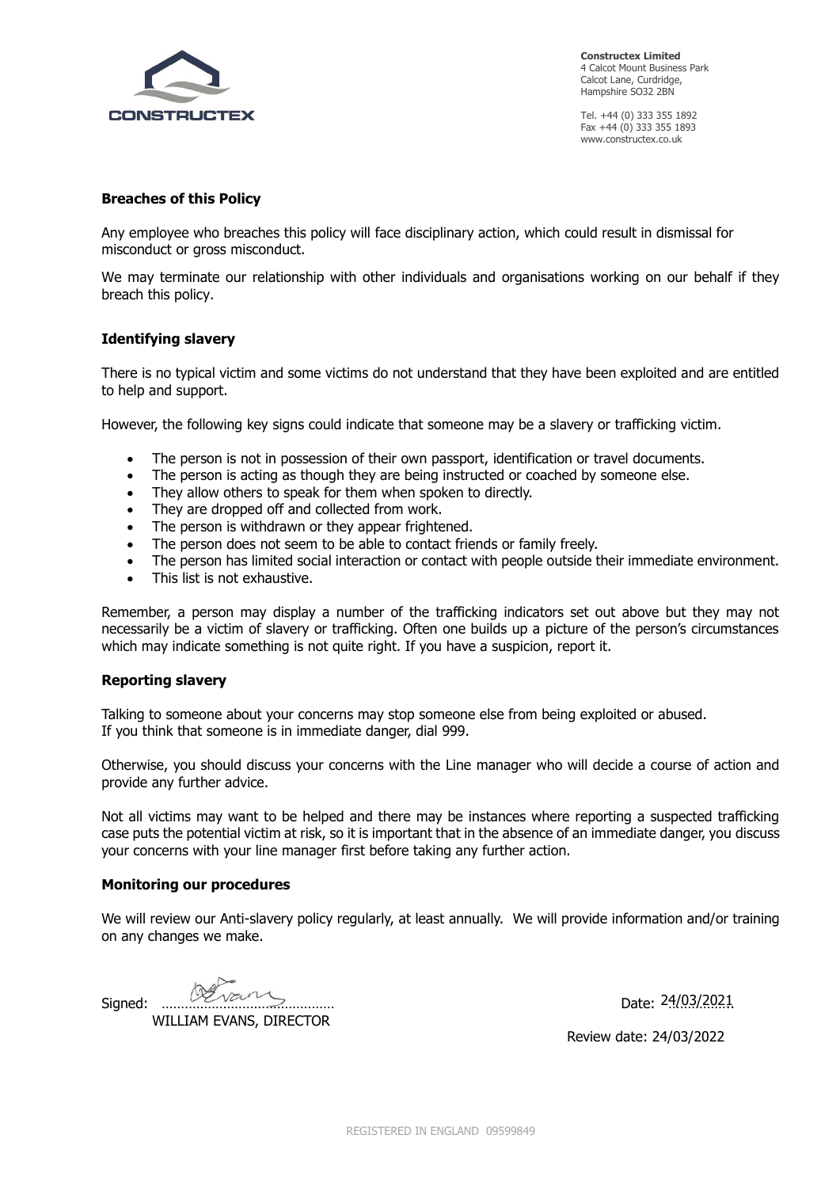## Breaches of this Policy

Any employee who breaches this policy will face disciplinary action, which could result in dismissal for misconduct or gross misconduct.

We may terminate our relationship with other individuals and organisations working on our behalf if they breach this policy.

## Identifying slavery

There is no typical victim and some victims do not understand that they have been exploited and are entitled to help and support.

However, the following key signs could indicate that someone may be a slavery or trafficking victim.

- The person is not in possession of their own passport, identification or travel documents.
- The person is acting as though they are being instructed or coached by someone else.
- They allow others to speak for them when spoken to directly.
- They are dropped off and collected from work.
- The person is withdrawn or they appear frightened.
- The person does not seem to be able to contact friends or family freely.
- The person has limited social interaction or contact with people outside their immediate environment.
- This list is not exhaustive.

Remember, a person may display a number of the trafficking indicators set out above but they may not necessarily be a victim of slavery or trafficking. Often one builds up a picture of the person's circumstances which may indicate something is not quite right. If you have a suspicion, report it.

## Reporting slavery

Talking to someone about your concerns may stop someone else from being exploited or abused.
If you think that someone is in immediate danger, dial 999.

Otherwise, you should discuss your concerns with the Line manager who will decide a course of action and provide any further advice.

Not all victims may want to be helped and there may be instances where reporting a suspected trafficking case puts the potential victim at risk, so it is important that in the absence of an immediate danger, you discuss your concerns with your line manager first before taking any further action.

## Monitoring our procedures

We will review our Anti-slavery policy regularly, at least annually. We will provide information and/or training on any changes we make.

Signed: ……………………………………

WILLIAM EVANS, DIRECTOR

Date: 24/03/2021

Review date: 24/03/2022